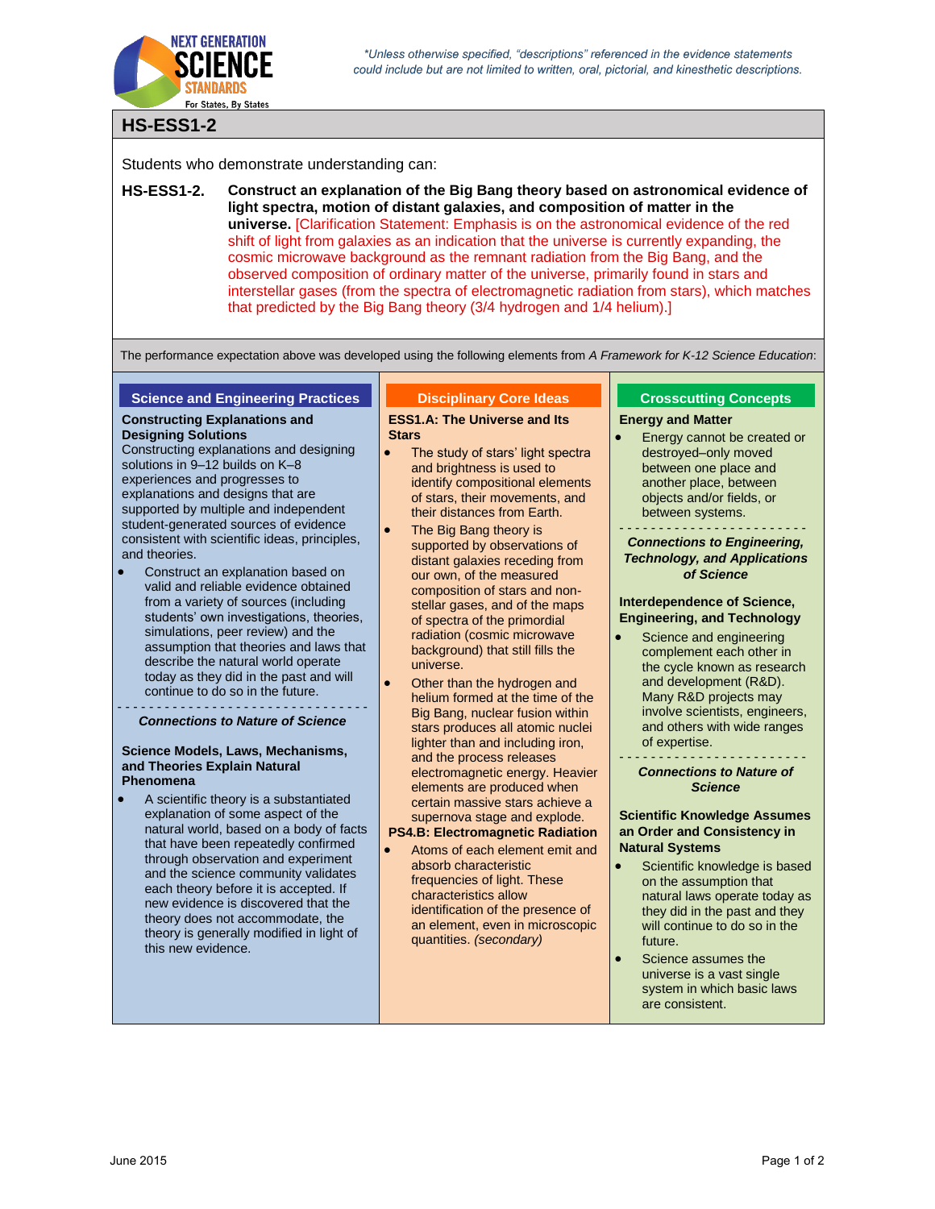*\*Unless otherwise specified, "descriptions" referenced in the evidence statements could include but are not limited to written, oral, pictorial, and kinesthetic descriptions.*

# HS-ESS1-2

Students who demonstrate understanding can:

**HS-ESS1-2. Construct an explanation of the Big Bang theory based on astronomical evidence of light spectra, motion of distant galaxies, and composition of matter in the universe.** [Clarification Statement: Emphasis is on the astronomical evidence of the red shift of light from galaxies as an indication that the universe is currently expanding, the cosmic microwave background as the remnant radiation from the Big Bang, and the observed composition of ordinary matter of the universe, primarily found in stars and interstellar gases (from the spectra of electromagnetic radiation from stars), which matches that predicted by the Big Bang theory (3/4 hydrogen and 1/4 helium).]

The performance expectation above was developed using the following elements from *A Framework for K-12 Science Education*:

## Science and Engineering Practices

**Constructing Explanations and Designing Solutions**

Constructing explanations and designing solutions in 9–12 builds on K–8 experiences and progresses to explanations and designs that are supported by multiple and independent student-generated sources of evidence consistent with scientific ideas, principles, and theories.

- Construct an explanation based on valid and reliable evidence obtained from a variety of sources (including students' own investigations, theories, simulations, peer review) and the assumption that theories and laws that describe the natural world operate today as they did in the past and will continue to do so in the future.

***Connections to Nature of Science***

**Science Models, Laws, Mechanisms, and Theories Explain Natural Phenomena**

- A scientific theory is a substantiated explanation of some aspect of the natural world, based on a body of facts that have been repeatedly confirmed through observation and experiment and the science community validates each theory before it is accepted. If new evidence is discovered that the theory does not accommodate, the theory is generally modified in light of this new evidence.

## Disciplinary Core Ideas

**ESS1.A: The Universe and Its Stars**

- The study of stars' light spectra and brightness is used to identify compositional elements of stars, their movements, and their distances from Earth.
- The Big Bang theory is supported by observations of distant galaxies receding from our own, of the measured composition of stars and non-stellar gases, and of the maps of spectra of the primordial radiation (cosmic microwave background) that still fills the universe.
- Other than the hydrogen and helium formed at the time of the Big Bang, nuclear fusion within stars produces all atomic nuclei lighter than and including iron, and the process releases electromagnetic energy. Heavier elements are produced when certain massive stars achieve a supernova stage and explode.

**PS4.B: Electromagnetic Radiation**

- Atoms of each element emit and absorb characteristic frequencies of light. These characteristics allow identification of the presence of an element, even in microscopic quantities. *(secondary)*

## Crosscutting Concepts

**Energy and Matter**

- Energy cannot be created or destroyed–only moved between one place and another place, between objects and/or fields, or between systems.

***Connections to Engineering, Technology, and Applications of Science***

**Interdependence of Science, Engineering, and Technology**

- Science and engineering complement each other in the cycle known as research and development (R&D). Many R&D projects may involve scientists, engineers, and others with wide ranges of expertise.

***Connections to Nature of Science***

**Scientific Knowledge Assumes an Order and Consistency in Natural Systems**

- Scientific knowledge is based on the assumption that natural laws operate today as they did in the past and they will continue to do so in the future.
- Science assumes the universe is a vast single system in which basic laws are consistent.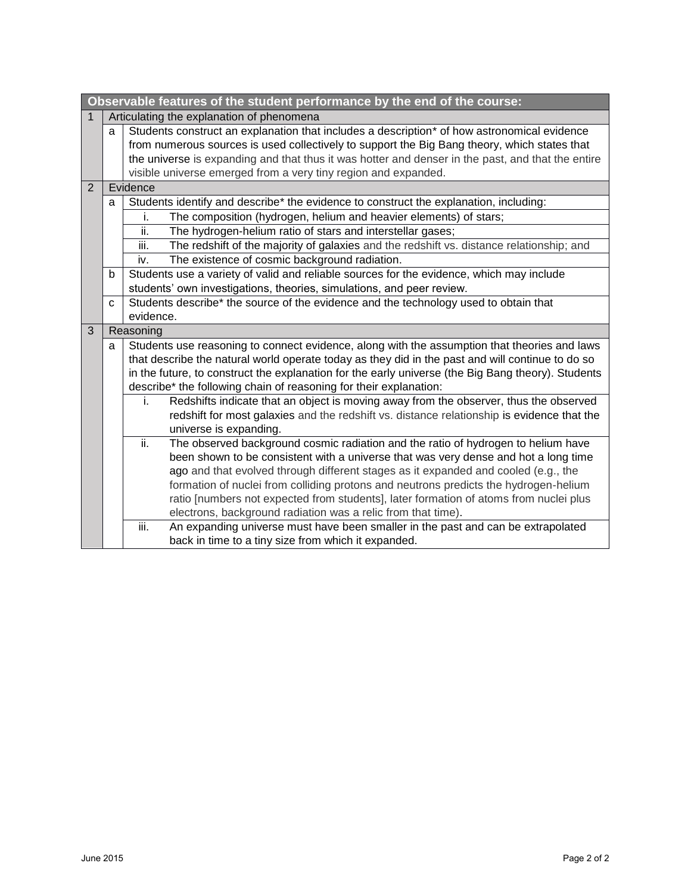| Observable features of the student performance by the end of the course: | | | |
|---|---|---|---|
| 1 | Articulating the explanation of phenomena | | |
| | a | Students construct an explanation that includes a description* of how astronomical evidence from numerous sources is used collectively to support the Big Bang theory, which states that the universe is expanding and that thus it was hotter and denser in the past, and that the entire visible universe emerged from a very tiny region and expanded. | |
| 2 | Evidence | | |
| | a | Students identify and describe* the evidence to construct the explanation, including: | |
| | | i. | The composition (hydrogen, helium and heavier elements) of stars; |
| | | ii. | The hydrogen-helium ratio of stars and interstellar gases; |
| | | iii. | The redshift of the majority of galaxies and the redshift vs. distance relationship; and |
| | | iv. | The existence of cosmic background radiation. |
| | b | Students use a variety of valid and reliable sources for the evidence, which may include students' own investigations, theories, simulations, and peer review. | |
| | c | Students describe* the source of the evidence and the technology used to obtain that evidence. | |
| 3 | Reasoning | | |
| | a | Students use reasoning to connect evidence, along with the assumption that theories and laws that describe the natural world operate today as they did in the past and will continue to do so in the future, to construct the explanation for the early universe (the Big Bang theory). Students describe* the following chain of reasoning for their explanation: | |
| | | i. | Redshifts indicate that an object is moving away from the observer, thus the observed redshift for most galaxies and the redshift vs. distance relationship is evidence that the universe is expanding. |
| | | ii. | The observed background cosmic radiation and the ratio of hydrogen to helium have been shown to be consistent with a universe that was very dense and hot a long time ago and that evolved through different stages as it expanded and cooled (e.g., the formation of nuclei from colliding protons and neutrons predicts the hydrogen-helium ratio [numbers not expected from students], later formation of atoms from nuclei plus electrons, background radiation was a relic from that time). |
| | | iii. | An expanding universe must have been smaller in the past and can be extrapolated back in time to a tiny size from which it expanded. |

June 2015